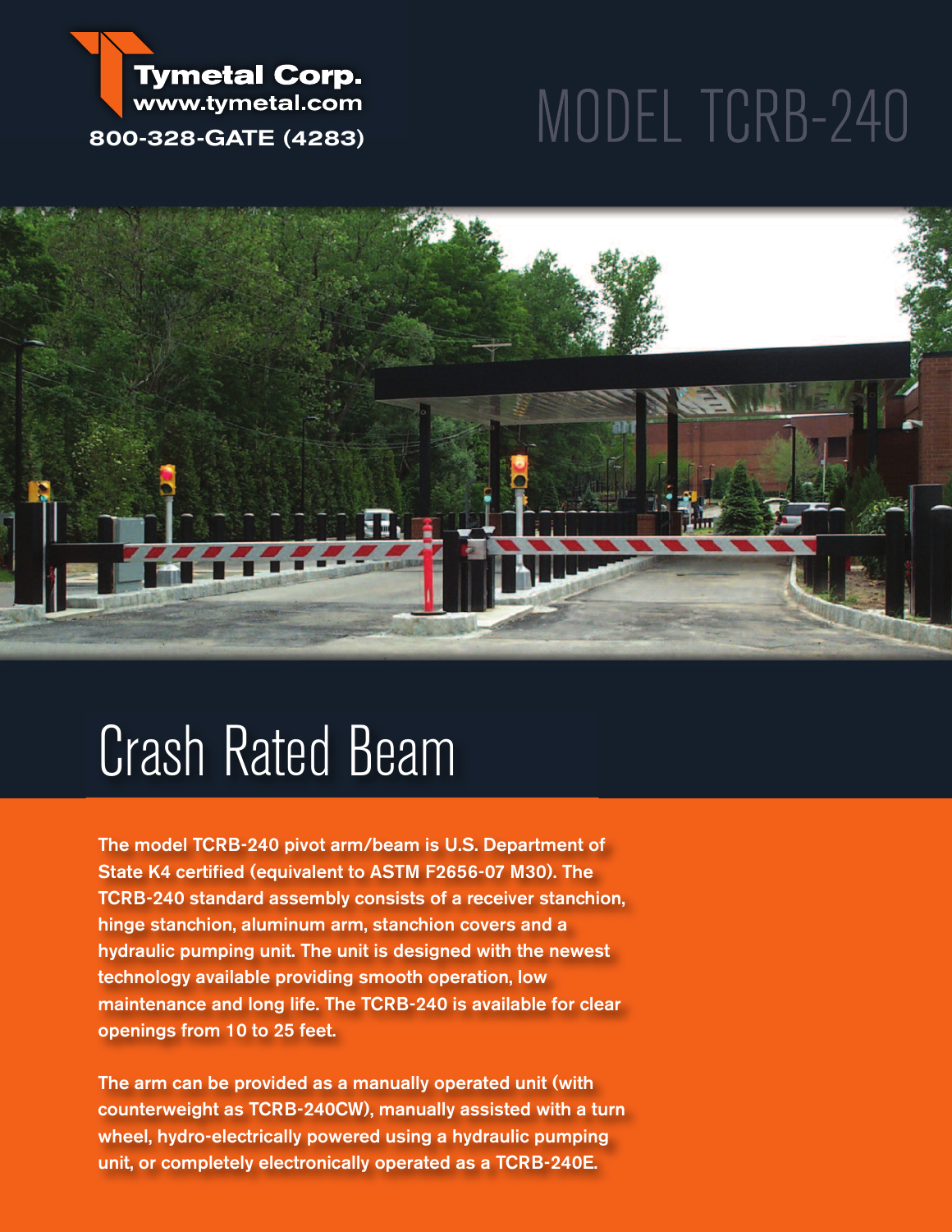Tymetal Corp.
www.tymetal.com
800-328-GATE (4283)

# MODEL TCRB-240

## Crash Rated Beam

The model TCRB-240 pivot arm/beam is U.S. Department of State K4 certified (equivalent to ASTM F2656-07 M30). The TCRB-240 standard assembly consists of a receiver stanchion, hinge stanchion, aluminum arm, stanchion covers and a hydraulic pumping unit. The unit is designed with the newest technology available providing smooth operation, low maintenance and long life. The TCRB-240 is available for clear openings from 10 to 25 feet.

The arm can be provided as a manually operated unit (with counterweight as TCRB-240CW), manually assisted with a turn wheel, hydro-electrically powered using a hydraulic pumping unit, or completely electronically operated as a TCRB-240E.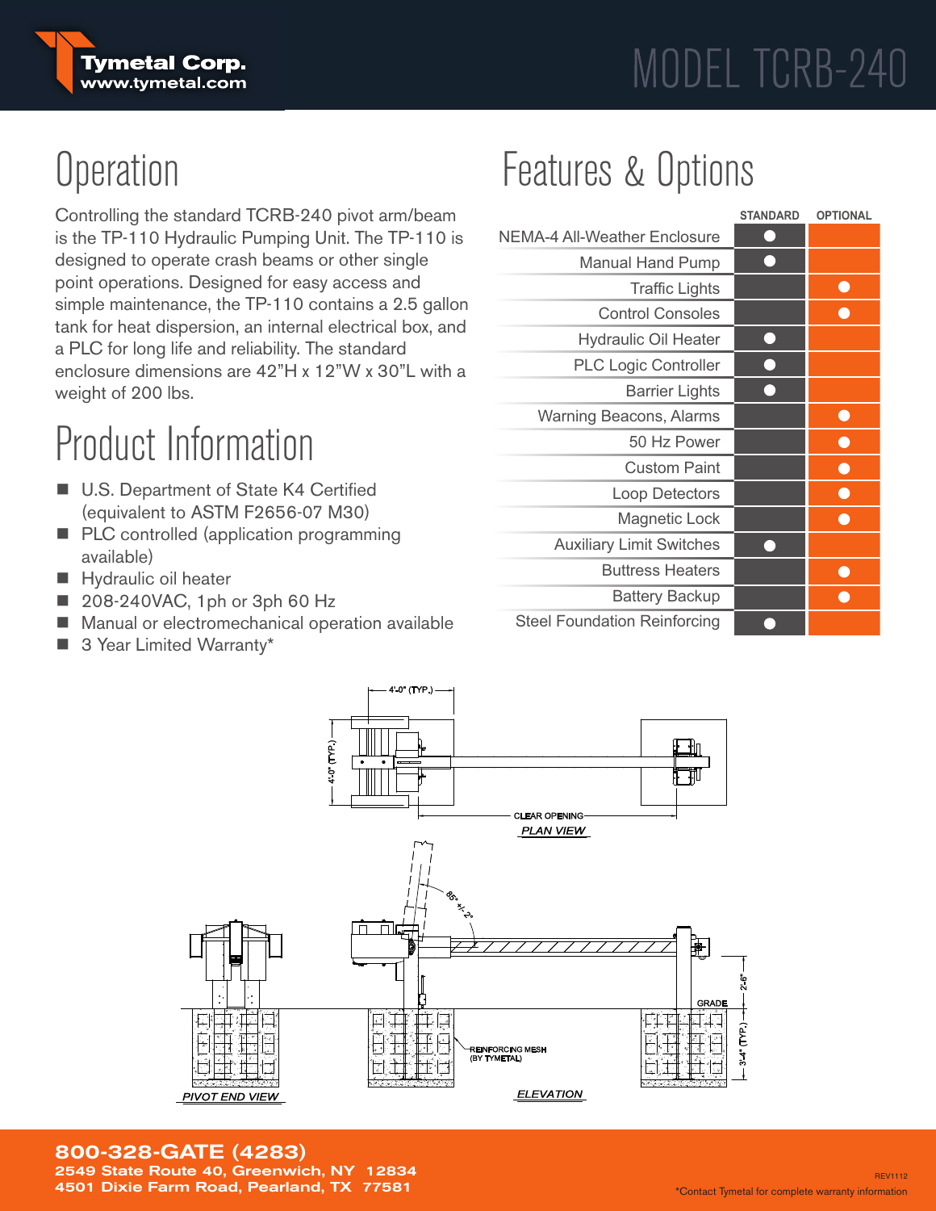# MODEL TCRB-240

## Operation

Controlling the standard TCRB-240 pivot arm/beam is the TP-110 Hydraulic Pumping Unit. The TP-110 is designed to operate crash beams or other single point operations. Designed for easy access and simple maintenance, the TP-110 contains a 2.5 gallon tank for heat dispersion, an internal electrical box, and a PLC for long life and reliability. The standard enclosure dimensions are 42"H x 12"W x 30"L with a weight of 200 lbs.

## Product Information

- U.S. Department of State K4 Certified (equivalent to ASTM F2656-07 M30)
- PLC controlled (application programming available)
- Hydraulic oil heater
- 208-240VAC, 1ph or 3ph 60 Hz
- Manual or electromechanical operation available
- 3 Year Limited Warranty*

## Features & Options

| | STANDARD | OPTIONAL |
|---|---|---|
| NEMA-4 All-Weather Enclosure | ● | |
| Manual Hand Pump | ● | |
| Traffic Lights | | ● |
| Control Consoles | | ● |
| Hydraulic Oil Heater | ● | |
| PLC Logic Controller | ● | |
| Barrier Lights | ● | |
| Warning Beacons, Alarms | | ● |
| 50 Hz Power | | ● |
| Custom Paint | | ● |
| Loop Detectors | | ● |
| Magnetic Lock | | ● |
| Auxiliary Limit Switches | ● | |
| Buttress Heaters | | ● |
| Battery Backup | | ● |
| Steel Foundation Reinforcing | ● | |

4'-0" (TYP.)

4'-0" (TYP.)

CLEAR OPENING

PLAN VIEW

85° +/-2°

GRADE

2'-6"

3'-4" (TYP.)

REINFORCING MESH (BY TYMETAL)

PIVOT END VIEW

ELEVATION

**800-328-GATE (4283)**
**2549 State Route 40, Greenwich, NY 12834**
**4501 Dixie Farm Road, Pearland, TX 77581**

REV1112

*Contact Tymetal for complete warranty information